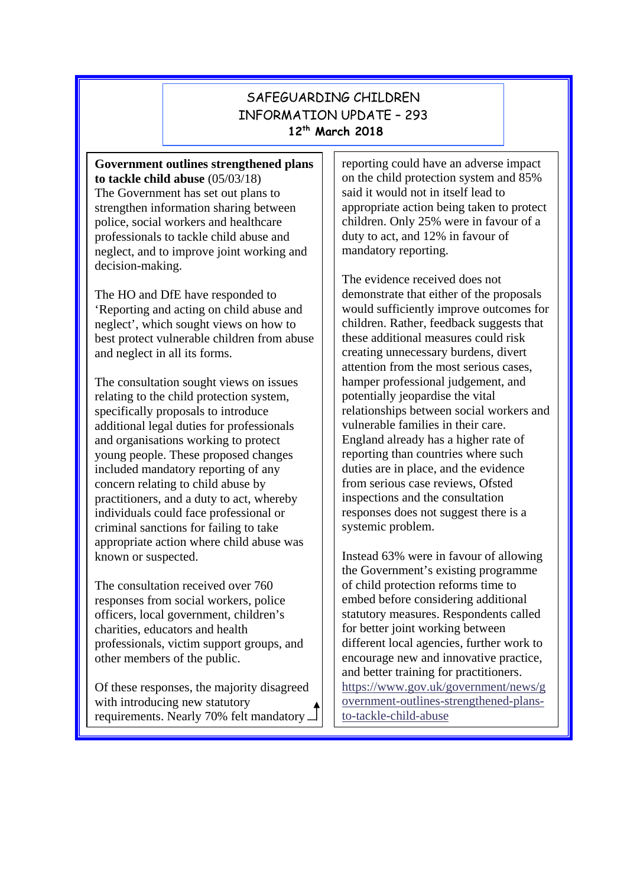# SAFEGUARDING CHILDREN INFORMATION UPDATE – 293

**12th March 2018**

**Government outlines strengthened plans to tackle child abuse** (05/03/18)

The Government has set out plans to strengthen information sharing between police, social workers and healthcare professionals to tackle child abuse and neglect, and to improve joint working and decision-making.

The HO and DfE have responded to 'Reporting and acting on child abuse and neglect', which sought views on how to best protect vulnerable children from abuse and neglect in all its forms.

The consultation sought views on issues relating to the child protection system, specifically proposals to introduce additional legal duties for professionals and organisations working to protect young people. These proposed changes included mandatory reporting of any concern relating to child abuse by practitioners, and a duty to act, whereby individuals could face professional or criminal sanctions for failing to take appropriate action where child abuse was known or suspected.

The consultation received over 760 responses from social workers, police officers, local government, children's charities, educators and health professionals, victim support groups, and other members of the public.

Of these responses, the majority disagreed with introducing new statutory requirements. Nearly 70% felt mandatory reporting could have an adverse impact on the child protection system and 85% said it would not in itself lead to appropriate action being taken to protect children. Only 25% were in favour of a duty to act, and 12% in favour of mandatory reporting.

The evidence received does not demonstrate that either of the proposals would sufficiently improve outcomes for children. Rather, feedback suggests that these additional measures could risk creating unnecessary burdens, divert attention from the most serious cases, hamper professional judgement, and potentially jeopardise the vital relationships between social workers and vulnerable families in their care. England already has a higher rate of reporting than countries where such duties are in place, and the evidence from serious case reviews, Ofsted inspections and the consultation responses does not suggest there is a systemic problem.

Instead 63% were in favour of allowing the Government's existing programme of child protection reforms time to embed before considering additional statutory measures. Respondents called for better joint working between different local agencies, further work to encourage new and innovative practice, and better training for practitioners.

https://www.gov.uk/government/news/government-outlines-strengthened-plans-to-tackle-child-abuse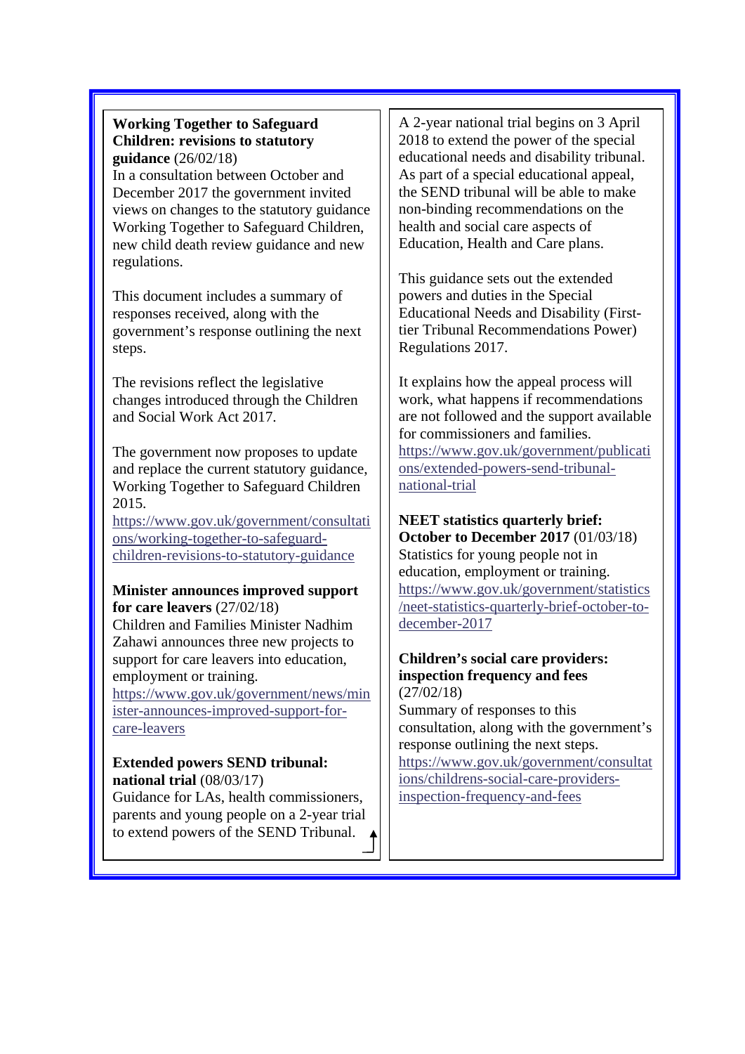**Working Together to Safeguard Children: revisions to statutory guidance** (26/02/18)
In a consultation between October and December 2017 the government invited views on changes to the statutory guidance Working Together to Safeguard Children, new child death review guidance and new regulations.

This document includes a summary of responses received, along with the government's response outlining the next steps.

The revisions reflect the legislative changes introduced through the Children and Social Work Act 2017.

The government now proposes to update and replace the current statutory guidance, Working Together to Safeguard Children 2015.
https://www.gov.uk/government/consultations/working-together-to-safeguard-children-revisions-to-statutory-guidance

**Minister announces improved support for care leavers** (27/02/18)
Children and Families Minister Nadhim Zahawi announces three new projects to support for care leavers into education, employment or training.
https://www.gov.uk/government/news/minister-announces-improved-support-for-care-leavers

**Extended powers SEND tribunal: national trial** (08/03/17)
Guidance for LAs, health commissioners, parents and young people on a 2-year trial to extend powers of the SEND Tribunal.

A 2-year national trial begins on 3 April 2018 to extend the power of the special educational needs and disability tribunal. As part of a special educational appeal, the SEND tribunal will be able to make non-binding recommendations on the health and social care aspects of Education, Health and Care plans.

This guidance sets out the extended powers and duties in the Special Educational Needs and Disability (First-tier Tribunal Recommendations Power) Regulations 2017.

It explains how the appeal process will work, what happens if recommendations are not followed and the support available for commissioners and families.
https://www.gov.uk/government/publications/extended-powers-send-tribunal-national-trial

**NEET statistics quarterly brief: October to December 2017** (01/03/18)
Statistics for young people not in education, employment or training.
https://www.gov.uk/government/statistics/neet-statistics-quarterly-brief-october-to-december-2017

**Children's social care providers: inspection frequency and fees** (27/02/18)
Summary of responses to this consultation, along with the government's response outlining the next steps.
https://www.gov.uk/government/consultations/childrens-social-care-providers-inspection-frequency-and-fees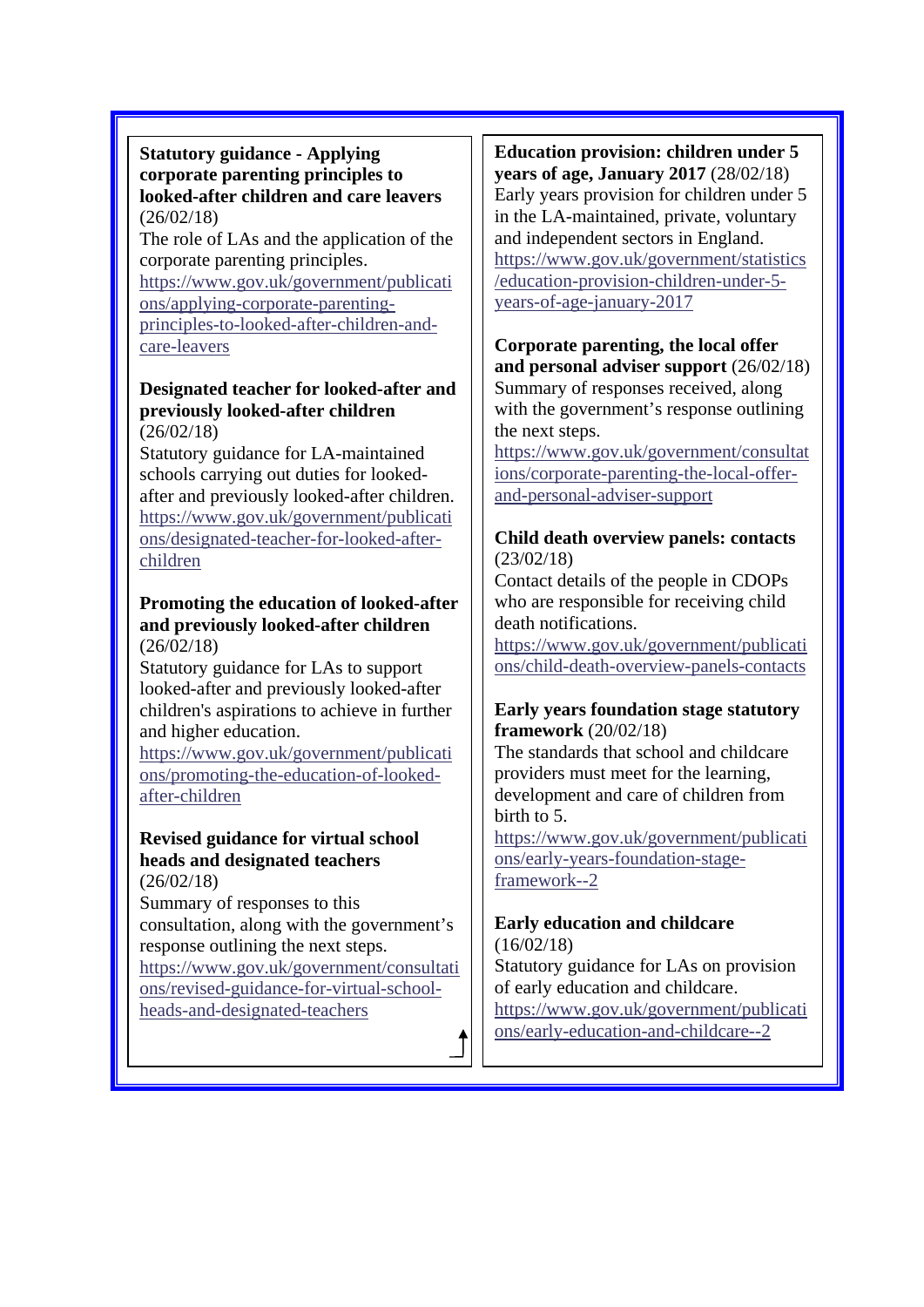**Statutory guidance - Applying corporate parenting principles to looked-after children and care leavers** (26/02/18)
The role of LAs and the application of the corporate parenting principles.
https://www.gov.uk/government/publications/applying-corporate-parenting-principles-to-looked-after-children-and-care-leavers

**Designated teacher for looked-after and previously looked-after children** (26/02/18)
Statutory guidance for LA-maintained schools carrying out duties for looked-after and previously looked-after children.
https://www.gov.uk/government/publications/designated-teacher-for-looked-after-children

**Promoting the education of looked-after and previously looked-after children** (26/02/18)
Statutory guidance for LAs to support looked-after and previously looked-after children's aspirations to achieve in further and higher education.
https://www.gov.uk/government/publications/promoting-the-education-of-looked-after-children

**Revised guidance for virtual school heads and designated teachers** (26/02/18)
Summary of responses to this consultation, along with the government's response outlining the next steps.
https://www.gov.uk/government/consultations/revised-guidance-for-virtual-school-heads-and-designated-teachers

**Education provision: children under 5 years of age, January 2017** (28/02/18)
Early years provision for children under 5 in the LA-maintained, private, voluntary and independent sectors in England.
https://www.gov.uk/government/statistics/education-provision-children-under-5-years-of-age-january-2017

**Corporate parenting, the local offer and personal adviser support** (26/02/18)
Summary of responses received, along with the government's response outlining the next steps.
https://www.gov.uk/government/consultations/corporate-parenting-the-local-offer-and-personal-adviser-support

**Child death overview panels: contacts** (23/02/18)
Contact details of the people in CDOPs who are responsible for receiving child death notifications.
https://www.gov.uk/government/publications/child-death-overview-panels-contacts

**Early years foundation stage statutory framework** (20/02/18)
The standards that school and childcare providers must meet for the learning, development and care of children from birth to 5.
https://www.gov.uk/government/publications/early-years-foundation-stage-framework--2

**Early education and childcare** (16/02/18)
Statutory guidance for LAs on provision of early education and childcare.
https://www.gov.uk/government/publications/early-education-and-childcare--2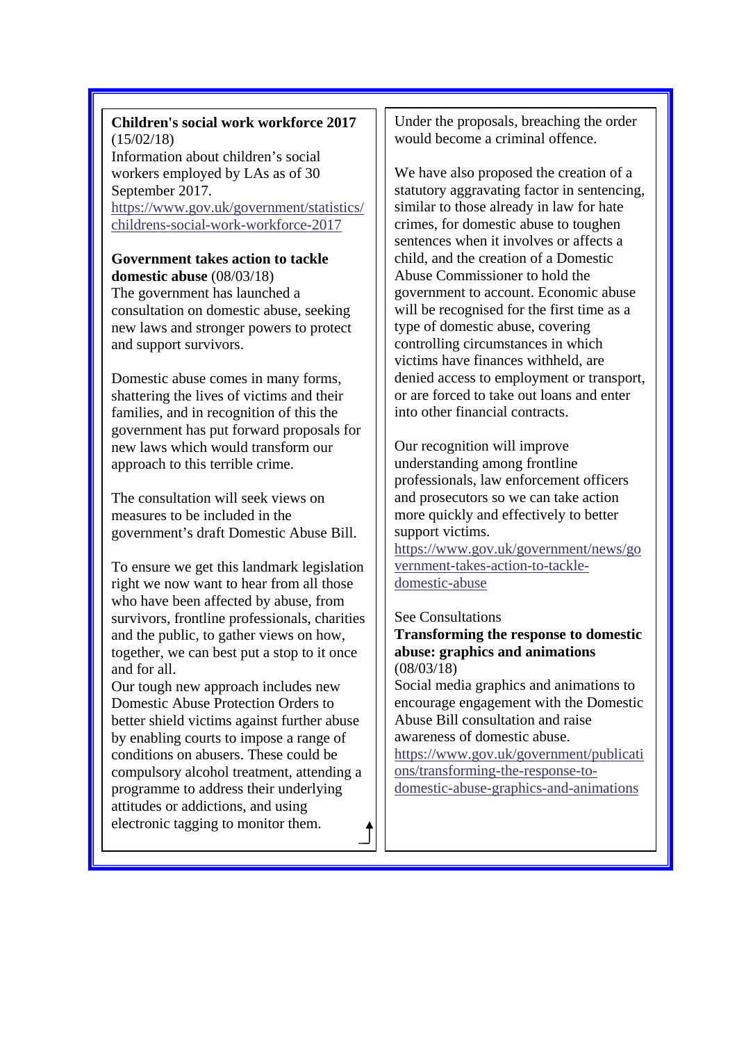**Children's social work workforce 2017** (15/02/18)
Information about children's social workers employed by LAs as of 30 September 2017.
https://www.gov.uk/government/statistics/childrens-social-work-workforce-2017

**Government takes action to tackle domestic abuse** (08/03/18)
The government has launched a consultation on domestic abuse, seeking new laws and stronger powers to protect and support survivors.

Domestic abuse comes in many forms, shattering the lives of victims and their families, and in recognition of this the government has put forward proposals for new laws which would transform our approach to this terrible crime.

The consultation will seek views on measures to be included in the government's draft Domestic Abuse Bill.

To ensure we get this landmark legislation right we now want to hear from all those who have been affected by abuse, from survivors, frontline professionals, charities and the public, to gather views on how, together, we can best put a stop to it once and for all.
Our tough new approach includes new Domestic Abuse Protection Orders to better shield victims against further abuse by enabling courts to impose a range of conditions on abusers. These could be compulsory alcohol treatment, attending a programme to address their underlying attitudes or addictions, and using electronic tagging to monitor them.

Under the proposals, breaching the order would become a criminal offence.

We have also proposed the creation of a statutory aggravating factor in sentencing, similar to those already in law for hate crimes, for domestic abuse to toughen sentences when it involves or affects a child, and the creation of a Domestic Abuse Commissioner to hold the government to account. Economic abuse will be recognised for the first time as a type of domestic abuse, covering controlling circumstances in which victims have finances withheld, are denied access to employment or transport, or are forced to take out loans and enter into other financial contracts.

Our recognition will improve understanding among frontline professionals, law enforcement officers and prosecutors so we can take action more quickly and effectively to better support victims.
https://www.gov.uk/government/news/government-takes-action-to-tackle-domestic-abuse

See Consultations
**Transforming the response to domestic abuse: graphics and animations** (08/03/18)
Social media graphics and animations to encourage engagement with the Domestic Abuse Bill consultation and raise awareness of domestic abuse.
https://www.gov.uk/government/publications/transforming-the-response-to-domestic-abuse-graphics-and-animations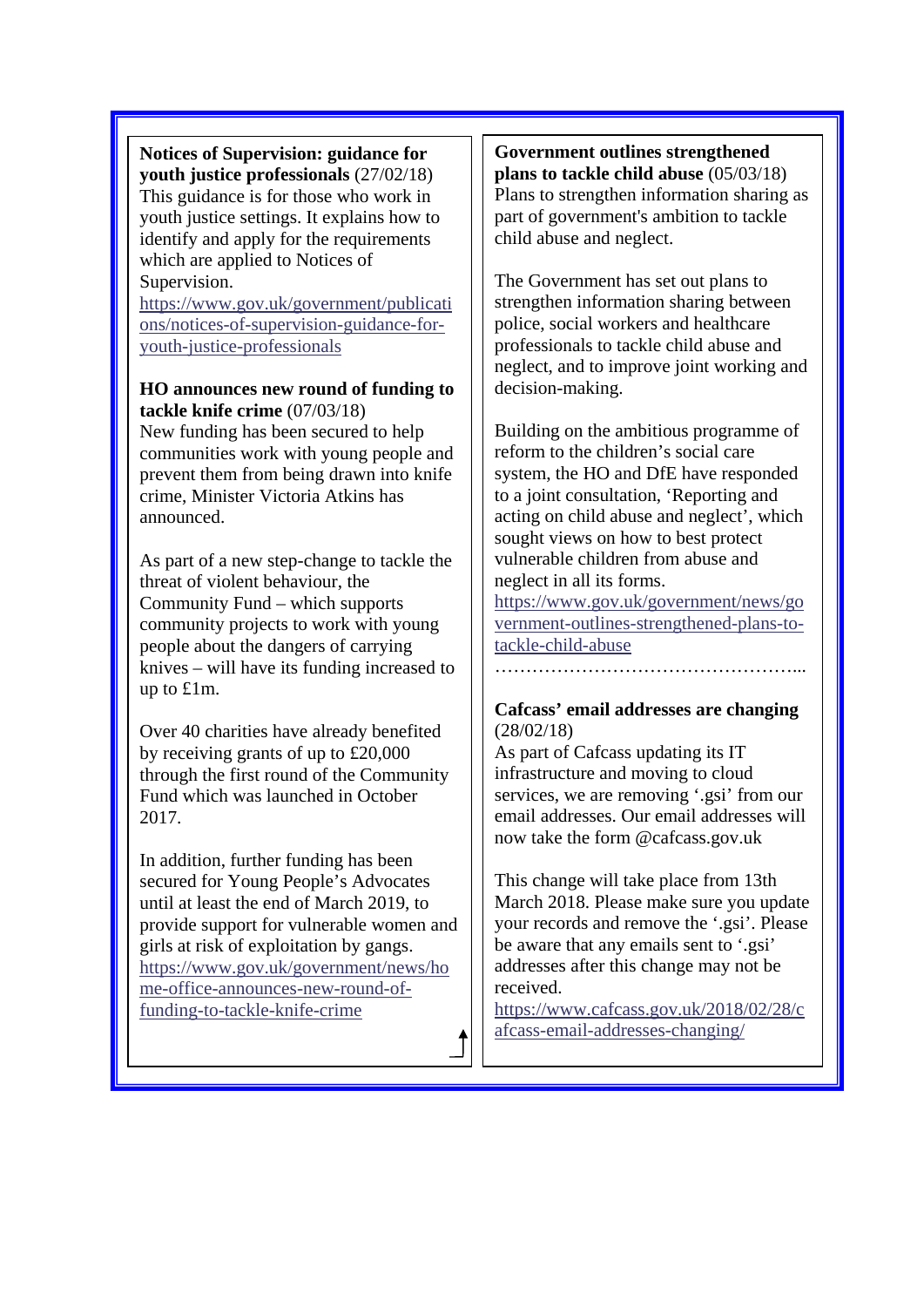**Notices of Supervision: guidance for youth justice professionals** (27/02/18)
This guidance is for those who work in youth justice settings. It explains how to identify and apply for the requirements which are applied to Notices of Supervision.
https://www.gov.uk/government/publications/notices-of-supervision-guidance-for-youth-justice-professionals

**HO announces new round of funding to tackle knife crime** (07/03/18)
New funding has been secured to help communities work with young people and prevent them from being drawn into knife crime, Minister Victoria Atkins has announced.

As part of a new step-change to tackle the threat of violent behaviour, the Community Fund – which supports community projects to work with young people about the dangers of carrying knives – will have its funding increased to up to £1m.

Over 40 charities have already benefited by receiving grants of up to £20,000 through the first round of the Community Fund which was launched in October 2017.

In addition, further funding has been secured for Young People's Advocates until at least the end of March 2019, to provide support for vulnerable women and girls at risk of exploitation by gangs.
https://www.gov.uk/government/news/home-office-announces-new-round-of-funding-to-tackle-knife-crime

**Government outlines strengthened plans to tackle child abuse** (05/03/18)
Plans to strengthen information sharing as part of government's ambition to tackle child abuse and neglect.

The Government has set out plans to strengthen information sharing between police, social workers and healthcare professionals to tackle child abuse and neglect, and to improve joint working and decision-making.

Building on the ambitious programme of reform to the children's social care system, the HO and DfE have responded to a joint consultation, 'Reporting and acting on child abuse and neglect', which sought views on how to best protect vulnerable children from abuse and neglect in all its forms.
https://www.gov.uk/government/news/government-outlines-strengthened-plans-to-tackle-child-abuse

…………………………………………...

**Cafcass' email addresses are changing** (28/02/18)
As part of Cafcass updating its IT infrastructure and moving to cloud services, we are removing '.gsi' from our email addresses. Our email addresses will now take the form @cafcass.gov.uk

This change will take place from 13th March 2018. Please make sure you update your records and remove the '.gsi'. Please be aware that any emails sent to '.gsi' addresses after this change may not be received.
https://www.cafcass.gov.uk/2018/02/28/cafcass-email-addresses-changing/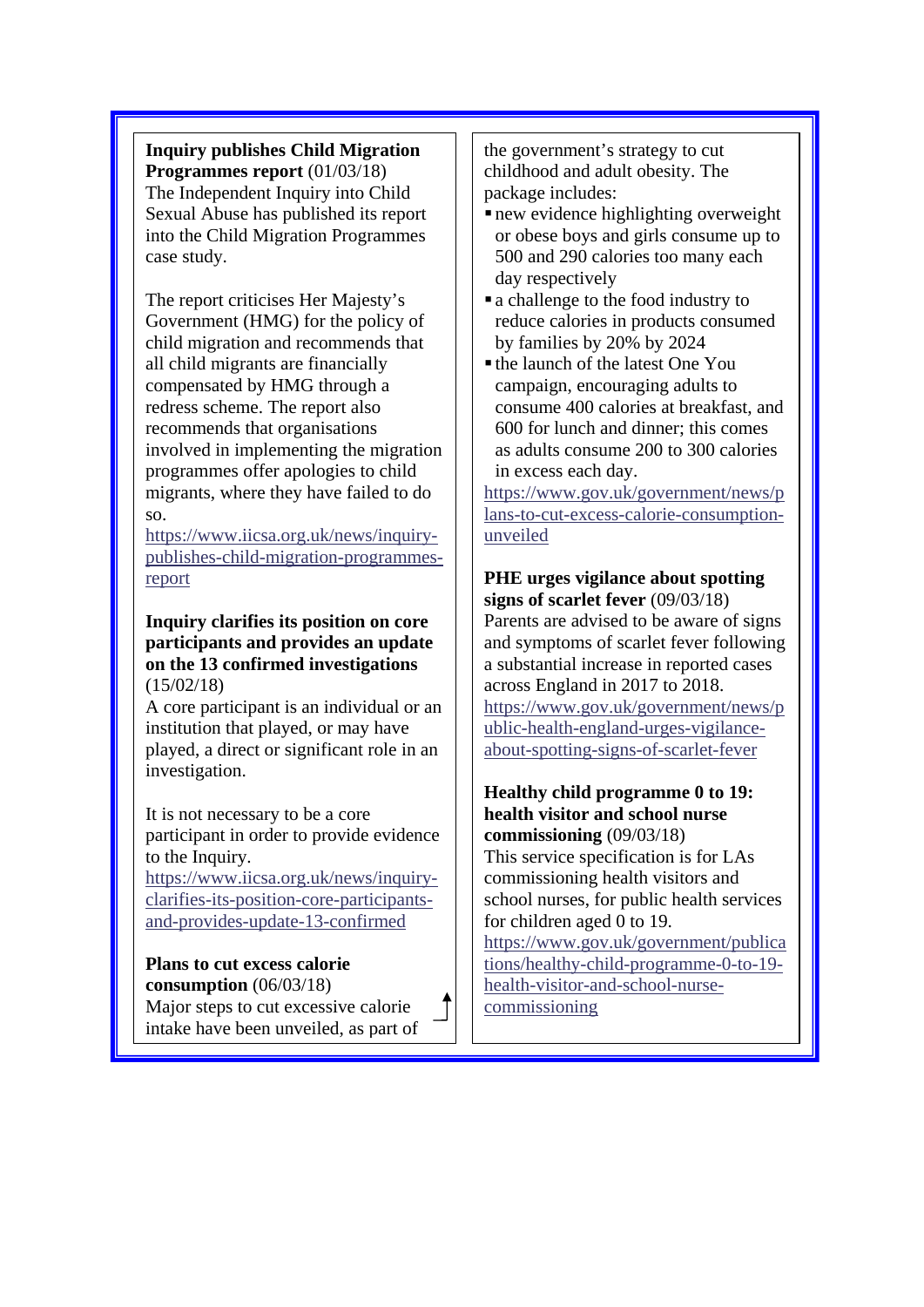**Inquiry publishes Child Migration Programmes report** (01/03/18)
The Independent Inquiry into Child Sexual Abuse has published its report into the Child Migration Programmes case study.

The report criticises Her Majesty's Government (HMG) for the policy of child migration and recommends that all child migrants are financially compensated by HMG through a redress scheme. The report also recommends that organisations involved in implementing the migration programmes offer apologies to child migrants, where they have failed to do so.
https://www.iicsa.org.uk/news/inquiry-publishes-child-migration-programmes-report

**Inquiry clarifies its position on core participants and provides an update on the 13 confirmed investigations** (15/02/18)
A core participant is an individual or an institution that played, or may have played, a direct or significant role in an investigation.

It is not necessary to be a core participant in order to provide evidence to the Inquiry.
https://www.iicsa.org.uk/news/inquiry-clarifies-its-position-core-participants-and-provides-update-13-confirmed

**Plans to cut excess calorie consumption** (06/03/18)
Major steps to cut excessive calorie intake have been unveiled, as part of the government's strategy to cut childhood and adult obesity. The package includes:

- new evidence highlighting overweight or obese boys and girls consume up to 500 and 290 calories too many each day respectively
- a challenge to the food industry to reduce calories in products consumed by families by 20% by 2024
- the launch of the latest One You campaign, encouraging adults to consume 400 calories at breakfast, and 600 for lunch and dinner; this comes as adults consume 200 to 300 calories in excess each day.

https://www.gov.uk/government/news/plans-to-cut-excess-calorie-consumption-unveiled

**PHE urges vigilance about spotting signs of scarlet fever** (09/03/18)
Parents are advised to be aware of signs and symptoms of scarlet fever following a substantial increase in reported cases across England in 2017 to 2018.
https://www.gov.uk/government/news/public-health-england-urges-vigilance-about-spotting-signs-of-scarlet-fever

**Healthy child programme 0 to 19: health visitor and school nurse commissioning** (09/03/18)
This service specification is for LAs commissioning health visitors and school nurses, for public health services for children aged 0 to 19.
https://www.gov.uk/government/publications/healthy-child-programme-0-to-19-health-visitor-and-school-nurse-commissioning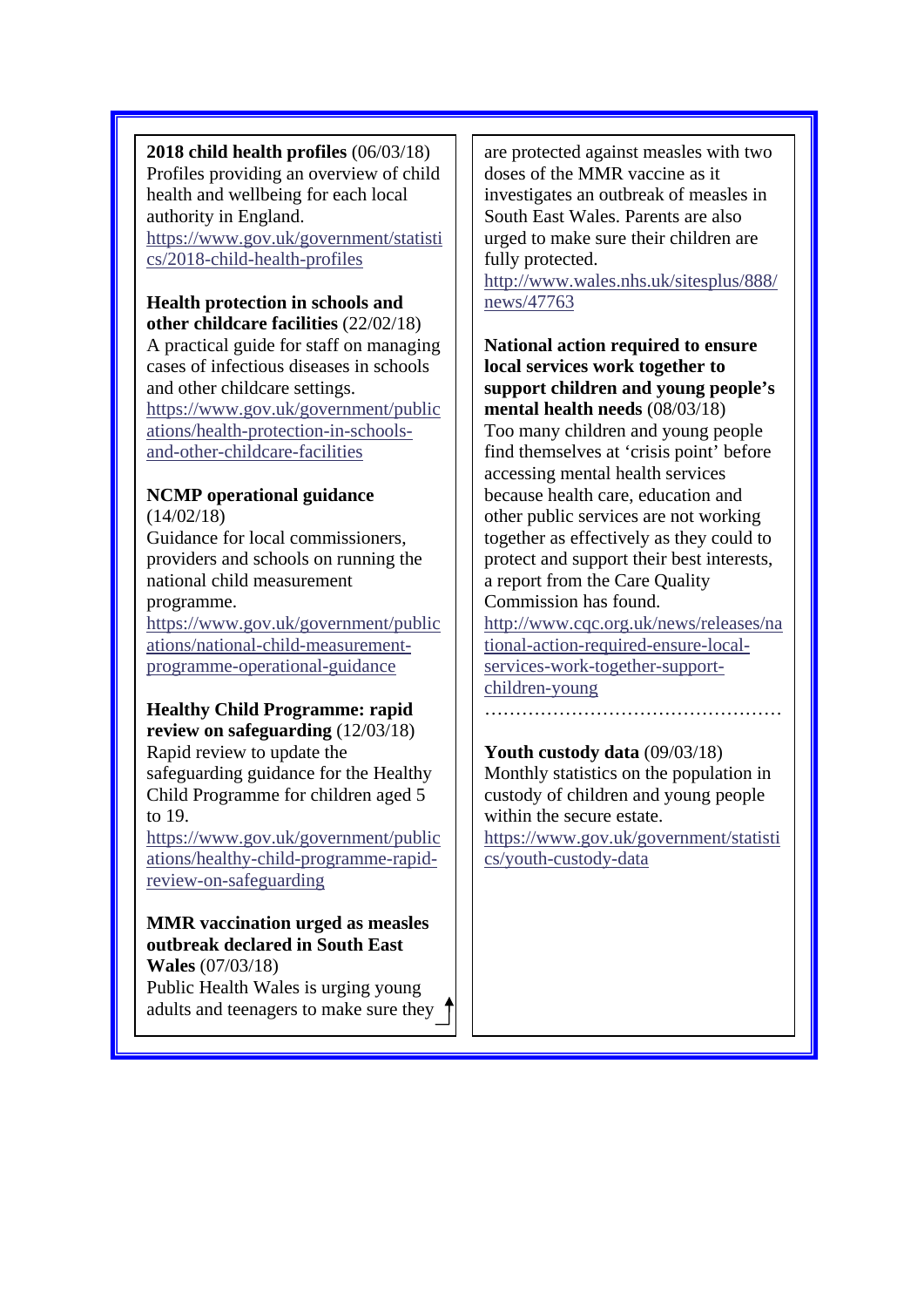**2018 child health profiles** (06/03/18)
Profiles providing an overview of child health and wellbeing for each local authority in England.
https://www.gov.uk/government/statistics/2018-child-health-profiles

**Health protection in schools and other childcare facilities** (22/02/18)
A practical guide for staff on managing cases of infectious diseases in schools and other childcare settings.
https://www.gov.uk/government/publications/health-protection-in-schools-and-other-childcare-facilities

**NCMP operational guidance** (14/02/18)
Guidance for local commissioners, providers and schools on running the national child measurement programme.
https://www.gov.uk/government/publications/national-child-measurement-programme-operational-guidance

**Healthy Child Programme: rapid review on safeguarding** (12/03/18)
Rapid review to update the safeguarding guidance for the Healthy Child Programme for children aged 5 to 19.
https://www.gov.uk/government/publications/healthy-child-programme-rapid-review-on-safeguarding

**MMR vaccination urged as measles outbreak declared in South East Wales** (07/03/18)
Public Health Wales is urging young adults and teenagers to make sure they are protected against measles with two doses of the MMR vaccine as it investigates an outbreak of measles in South East Wales. Parents are also urged to make sure their children are fully protected.
http://www.wales.nhs.uk/sitesplus/888/news/47763

**National action required to ensure local services work together to support children and young people's mental health needs** (08/03/18)
Too many children and young people find themselves at 'crisis point' before accessing mental health services because health care, education and other public services are not working together as effectively as they could to protect and support their best interests, a report from the Care Quality Commission has found.
http://www.cqc.org.uk/news/releases/national-action-required-ensure-local-services-work-together-support-children-young

…………………………………………

**Youth custody data** (09/03/18)
Monthly statistics on the population in custody of children and young people within the secure estate.
https://www.gov.uk/government/statistics/youth-custody-data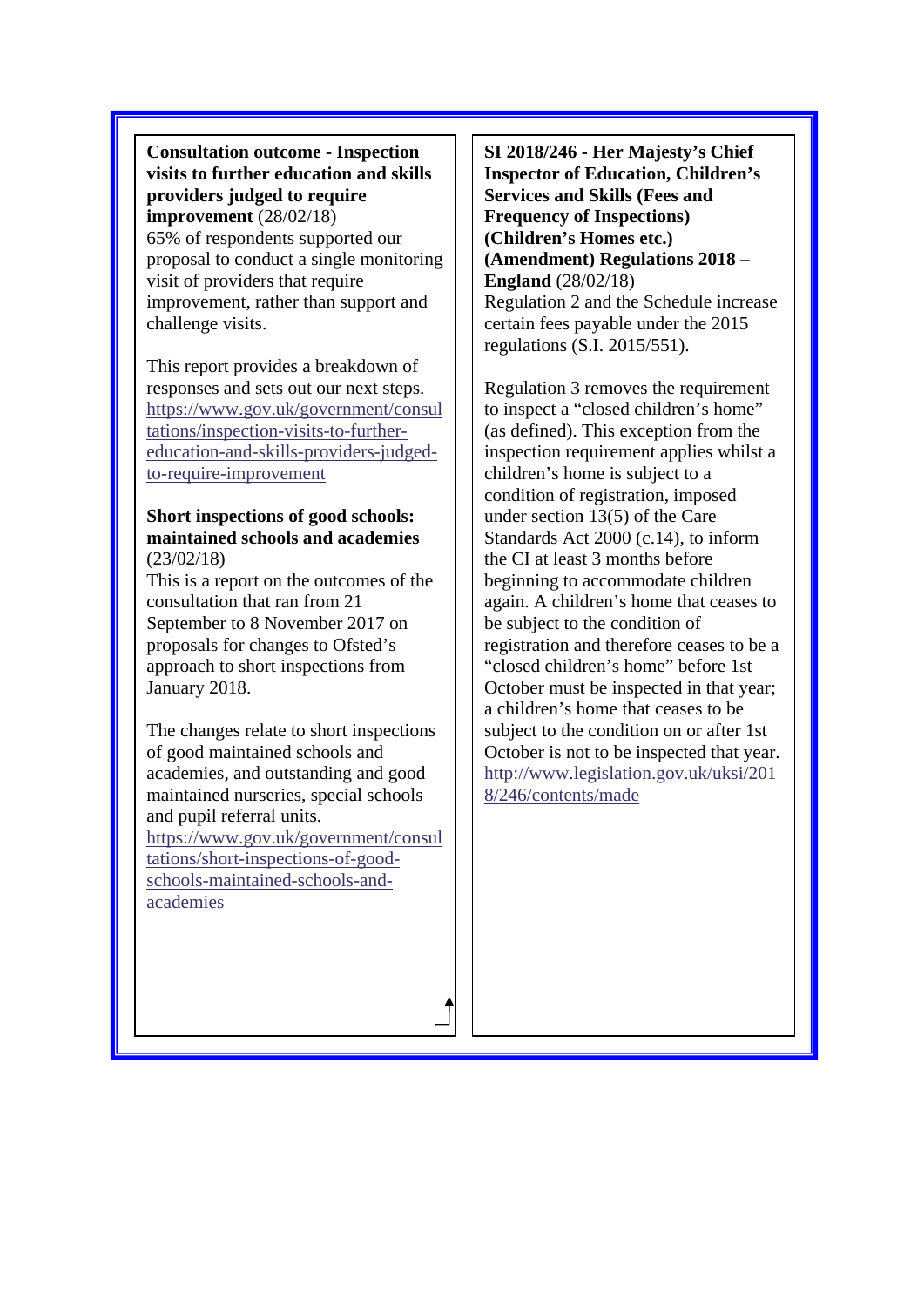**Consultation outcome - Inspection visits to further education and skills providers judged to require improvement** (28/02/18)
65% of respondents supported our proposal to conduct a single monitoring visit of providers that require improvement, rather than support and challenge visits.

This report provides a breakdown of responses and sets out our next steps.
https://www.gov.uk/government/consultations/inspection-visits-to-further-education-and-skills-providers-judged-to-require-improvement

**Short inspections of good schools: maintained schools and academies** (23/02/18)
This is a report on the outcomes of the consultation that ran from 21 September to 8 November 2017 on proposals for changes to Ofsted's approach to short inspections from January 2018.

The changes relate to short inspections of good maintained schools and academies, and outstanding and good maintained nurseries, special schools and pupil referral units.
https://www.gov.uk/government/consultations/short-inspections-of-good-schools-maintained-schools-and-academies

**SI 2018/246 - Her Majesty's Chief Inspector of Education, Children's Services and Skills (Fees and Frequency of Inspections) (Children's Homes etc.) (Amendment) Regulations 2018 – England** (28/02/18)
Regulation 2 and the Schedule increase certain fees payable under the 2015 regulations (S.I. 2015/551).

Regulation 3 removes the requirement to inspect a "closed children's home" (as defined). This exception from the inspection requirement applies whilst a children's home is subject to a condition of registration, imposed under section 13(5) of the Care Standards Act 2000 (c.14), to inform the CI at least 3 months before beginning to accommodate children again. A children's home that ceases to be subject to the condition of registration and therefore ceases to be a "closed children's home" before 1st October must be inspected in that year; a children's home that ceases to be subject to the condition on or after 1st October is not to be inspected that year.
http://www.legislation.gov.uk/uksi/2018/246/contents/made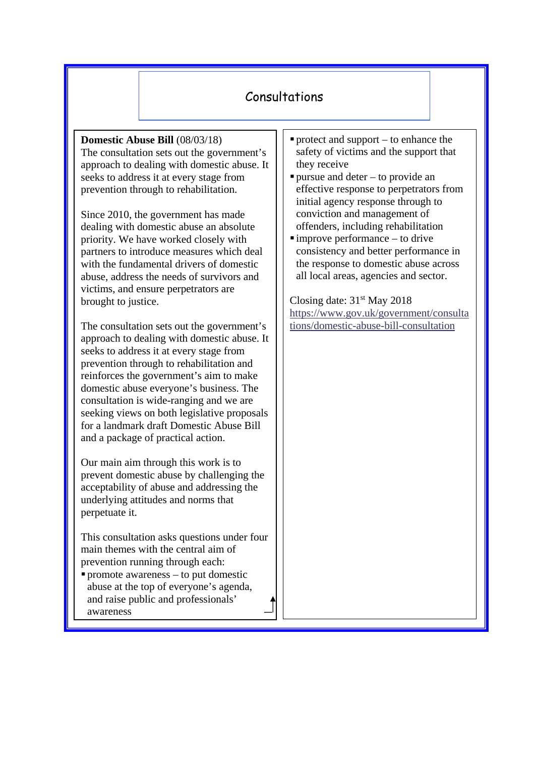# Consultations

**Domestic Abuse Bill** (08/03/18)
The consultation sets out the government's approach to dealing with domestic abuse. It seeks to address it at every stage from prevention through to rehabilitation.

Since 2010, the government has made dealing with domestic abuse an absolute priority. We have worked closely with partners to introduce measures which deal with the fundamental drivers of domestic abuse, address the needs of survivors and victims, and ensure perpetrators are brought to justice.

The consultation sets out the government's approach to dealing with domestic abuse. It seeks to address it at every stage from prevention through to rehabilitation and reinforces the government's aim to make domestic abuse everyone's business. The consultation is wide-ranging and we are seeking views on both legislative proposals for a landmark draft Domestic Abuse Bill and a package of practical action.

Our main aim through this work is to prevent domestic abuse by challenging the acceptability of abuse and addressing the underlying attitudes and norms that perpetuate it.

This consultation asks questions under four main themes with the central aim of prevention running through each:

- promote awareness – to put domestic abuse at the top of everyone's agenda, and raise public and professionals' awareness
- protect and support – to enhance the safety of victims and the support that they receive
- pursue and deter – to provide an effective response to perpetrators from initial agency response through to conviction and management of offenders, including rehabilitation
- improve performance – to drive consistency and better performance in the response to domestic abuse across all local areas, agencies and sector.

Closing date: 31st May 2018
https://www.gov.uk/government/consultations/domestic-abuse-bill-consultation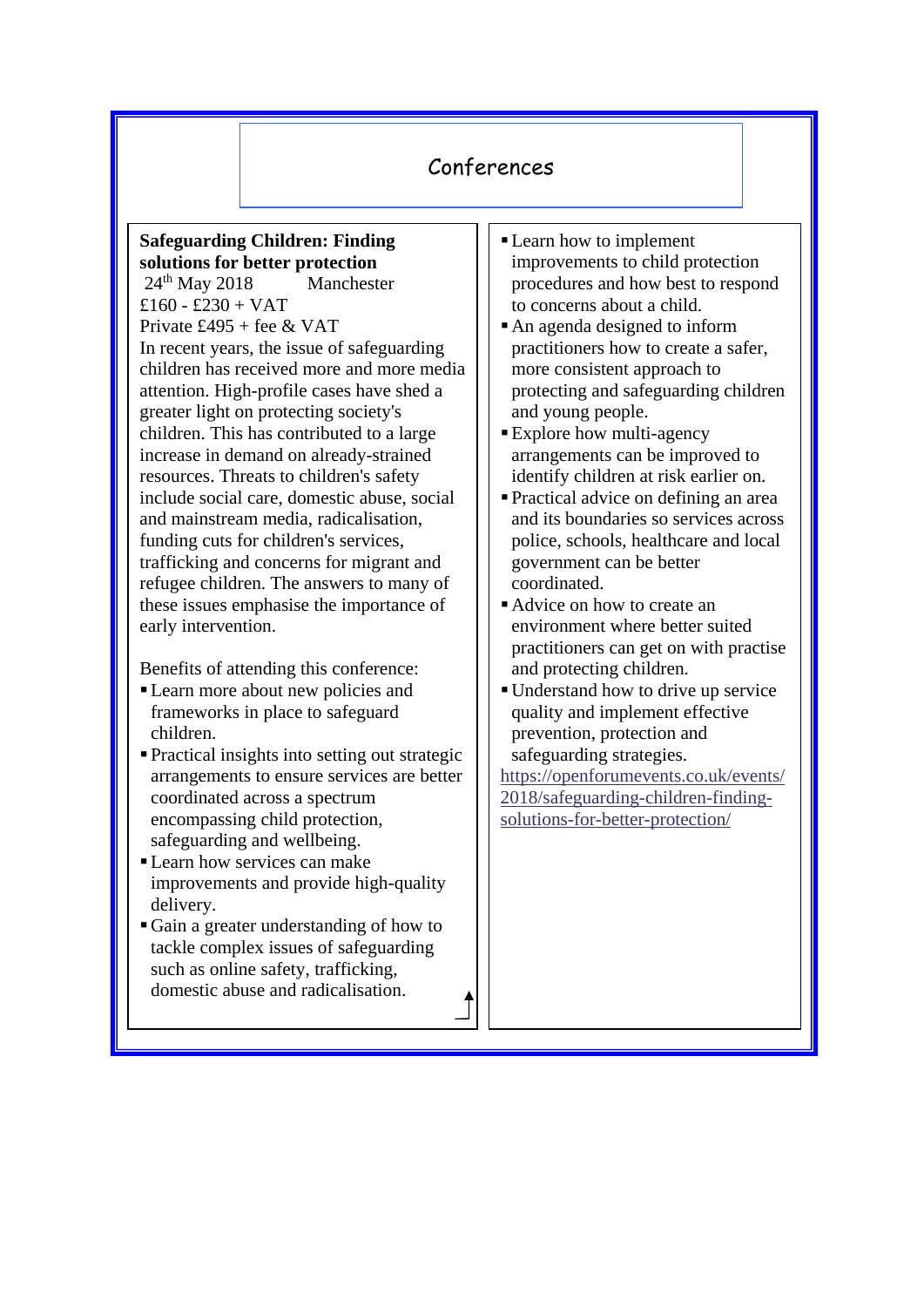# Conferences

**Safeguarding Children: Finding solutions for better protection**

24th May 2018 Manchester

£160 - £230 + VAT

Private £495 + fee & VAT

In recent years, the issue of safeguarding children has received more and more media attention. High-profile cases have shed a greater light on protecting society's children. This has contributed to a large increase in demand on already-strained resources. Threats to children's safety include social care, domestic abuse, social and mainstream media, radicalisation, funding cuts for children's services, trafficking and concerns for migrant and refugee children. The answers to many of these issues emphasise the importance of early intervention.

Benefits of attending this conference:

- Learn more about new policies and frameworks in place to safeguard children.
- Practical insights into setting out strategic arrangements to ensure services are better coordinated across a spectrum encompassing child protection, safeguarding and wellbeing.
- Learn how services can make improvements and provide high-quality delivery.
- Gain a greater understanding of how to tackle complex issues of safeguarding such as online safety, trafficking, domestic abuse and radicalisation.
- Learn how to implement improvements to child protection procedures and how best to respond to concerns about a child.
- An agenda designed to inform practitioners how to create a safer, more consistent approach to protecting and safeguarding children and young people.
- Explore how multi-agency arrangements can be improved to identify children at risk earlier on.
- Practical advice on defining an area and its boundaries so services across police, schools, healthcare and local government can be better coordinated.
- Advice on how to create an environment where better suited practitioners can get on with practise and protecting children.
- Understand how to drive up service quality and implement effective prevention, protection and safeguarding strategies.

https://openforumevents.co.uk/events/2018/safeguarding-children-finding-solutions-for-better-protection/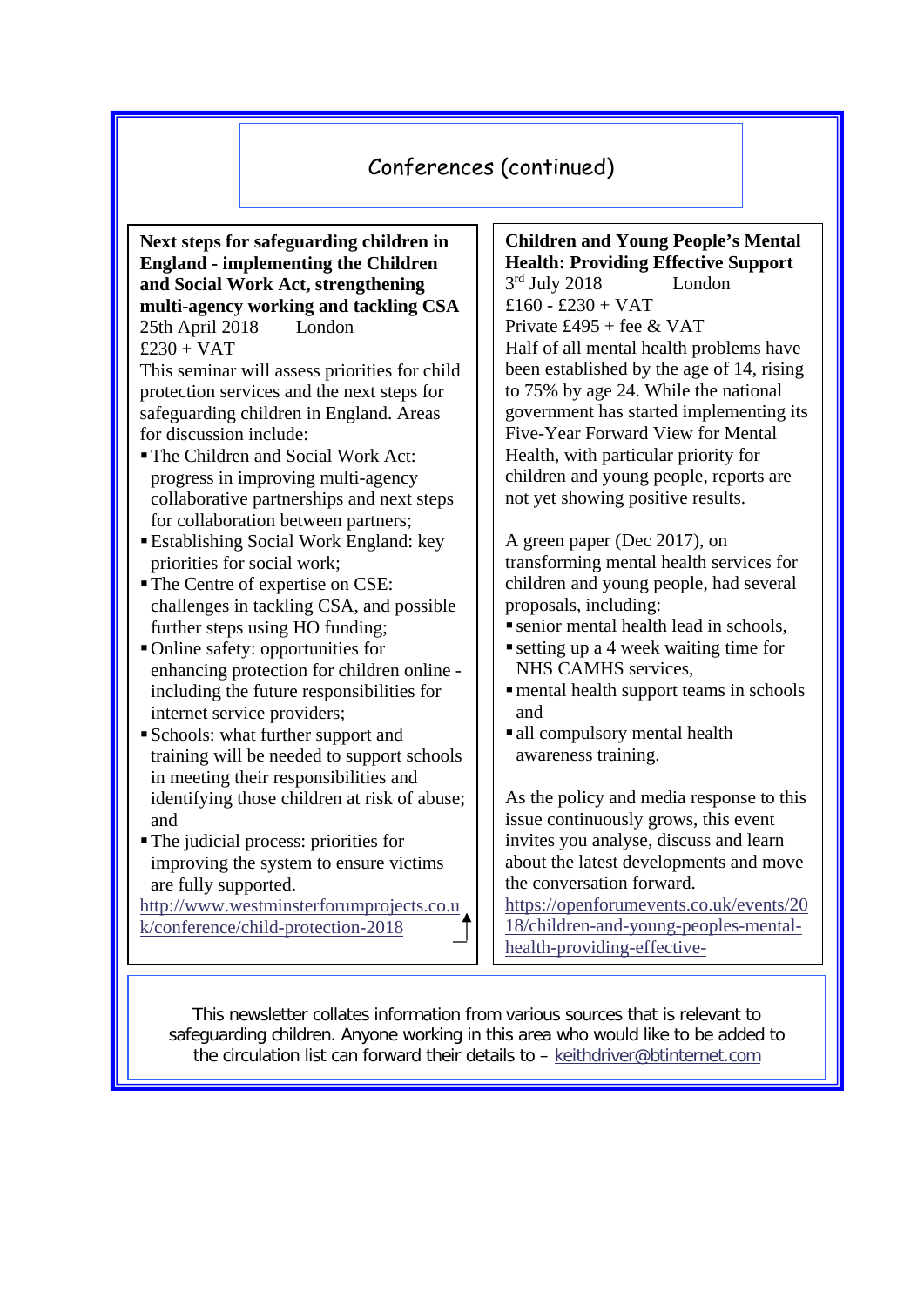# Conferences (continued)

**Next steps for safeguarding children in England - implementing the Children and Social Work Act, strengthening multi-agency working and tackling CSA**
25th April 2018 London
£230 + VAT
This seminar will assess priorities for child protection services and the next steps for safeguarding children in England. Areas for discussion include:

- The Children and Social Work Act: progress in improving multi-agency collaborative partnerships and next steps for collaboration between partners;
- Establishing Social Work England: key priorities for social work;
- The Centre of expertise on CSE: challenges in tackling CSA, and possible further steps using HO funding;
- Online safety: opportunities for enhancing protection for children online - including the future responsibilities for internet service providers;
- Schools: what further support and training will be needed to support schools in meeting their responsibilities and identifying those children at risk of abuse; and
- The judicial process: priorities for improving the system to ensure victims are fully supported.

http://www.westminsterforumprojects.co.uk/conference/child-protection-2018

**Children and Young People's Mental Health: Providing Effective Support**
3rd July 2018 London
£160 - £230 + VAT
Private £495 + fee & VAT
Half of all mental health problems have been established by the age of 14, rising to 75% by age 24. While the national government has started implementing its Five-Year Forward View for Mental Health, with particular priority for children and young people, reports are not yet showing positive results.

A green paper (Dec 2017), on transforming mental health services for children and young people, had several proposals, including:

- senior mental health lead in schools,
- setting up a 4 week waiting time for NHS CAMHS services,
- mental health support teams in schools and
- all compulsory mental health awareness training.

As the policy and media response to this issue continuously grows, this event invites you analyse, discuss and learn about the latest developments and move the conversation forward.
https://openforumevents.co.uk/events/2018/children-and-young-peoples-mental-health-providing-effective-

This newsletter collates information from various sources that is relevant to safeguarding children. Anyone working in this area who would like to be added to the circulation list can forward their details to – keithdriver@btinternet.com